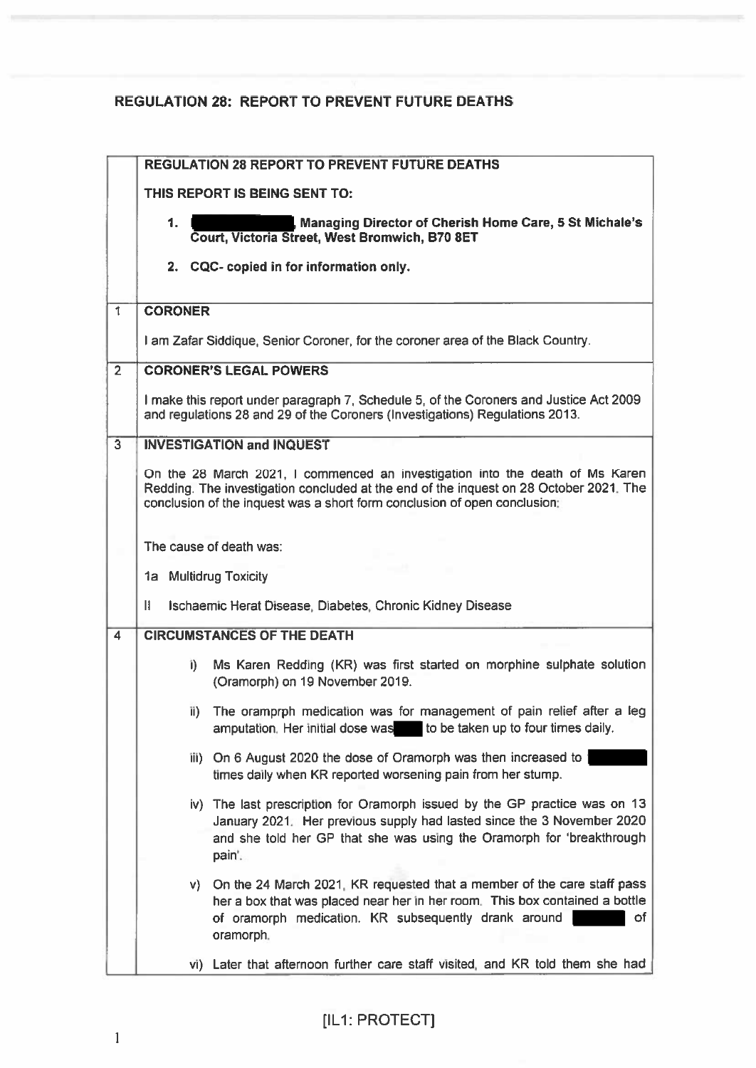## REGULATION 28: REPORT TO PREVENT FUTURE DEATHS

| | |
|---|---|
| | **REGULATION 28 REPORT TO PREVENT FUTURE DEATHS**<br><br>**THIS REPORT IS BEING SENT TO:**<br><br>1. **[REDACTED], Managing Director of Cherish Home Care, 5 St Michale's Court, Victoria Street, West Bromwich, B70 8ET**<br>2. **CQC- copied in for information only.** |
| 1 | **CORONER**<br><br>I am Zafar Siddique, Senior Coroner, for the coroner area of the Black Country. |
| 2 | **CORONER'S LEGAL POWERS**<br><br>I make this report under paragraph 7, Schedule 5, of the Coroners and Justice Act 2009 and regulations 28 and 29 of the Coroners (Investigations) Regulations 2013. |
| 3 | **INVESTIGATION and INQUEST**<br><br>On the 28 March 2021, I commenced an investigation into the death of Ms Karen Redding. The investigation concluded at the end of the inquest on 28 October 2021. The conclusion of the inquest was a short form conclusion of open conclusion;<br><br>The cause of death was:<br><br>1a Multidrug Toxicity<br><br>II Ischaemic Herat Disease, Diabetes, Chronic Kidney Disease |
| 4 | **CIRCUMSTANCES OF THE DEATH**<br><br>i) Ms Karen Redding (KR) was first started on morphine sulphate solution (Oramorph) on 19 November 2019.<br><br>ii) The oramprph medication was for management of pain relief after a leg amputation. Her initial dose was [REDACTED] to be taken up to four times daily.<br><br>iii) On 6 August 2020 the dose of Oramorph was then increased to [REDACTED] times daily when KR reported worsening pain from her stump.<br><br>iv) The last prescription for Oramorph issued by the GP practice was on 13 January 2021. Her previous supply had lasted since the 3 November 2020 and she told her GP that she was using the Oramorph for 'breakthrough pain'.<br><br>v) On the 24 March 2021, KR requested that a member of the care staff pass her a box that was placed near her in her room. This box contained a bottle of oramorph medication. KR subsequently drank around [REDACTED] of oramorph.<br><br>vi) Later that afternoon further care staff visited, and KR told them she had |

[IL1: PROTECT]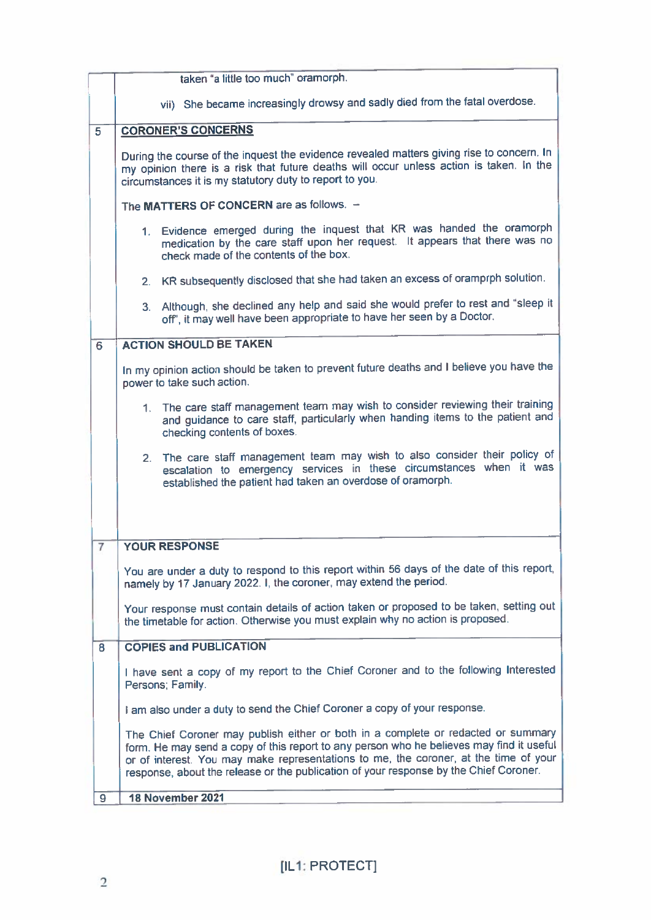| | |
|---|---|
| | taken "a little too much" oramorph.<br><br>vii) She became increasingly drowsy and sadly died from the fatal overdose. |
| 5 | **CORONER'S CONCERNS**<br><br>During the course of the inquest the evidence revealed matters giving rise to concern. In my opinion there is a risk that future deaths will occur unless action is taken. In the circumstances it is my statutory duty to report to you.<br><br>The **MATTERS OF CONCERN** are as follows. –<br><br>1. Evidence emerged during the inquest that KR was handed the oramorph medication by the care staff upon her request. It appears that there was no check made of the contents of the box.<br><br>2. KR subsequently disclosed that she had taken an excess of oramprph solution.<br><br>3. Although, she declined any help and said she would prefer to rest and "sleep it off", it may well have been appropriate to have her seen by a Doctor. |
| 6 | **ACTION SHOULD BE TAKEN**<br><br>In my opinion action should be taken to prevent future deaths and I believe you have the power to take such action.<br><br>1. The care staff management team may wish to consider reviewing their training and guidance to care staff, particularly when handing items to the patient and checking contents of boxes.<br><br>2. The care staff management team may wish to also consider their policy of escalation to emergency services in these circumstances when it was established the patient had taken an overdose of oramorph. |
| 7 | **YOUR RESPONSE**<br><br>You are under a duty to respond to this report within 56 days of the date of this report, namely by 17 January 2022. I, the coroner, may extend the period.<br><br>Your response must contain details of action taken or proposed to be taken, setting out the timetable for action. Otherwise you must explain why no action is proposed. |
| 8 | **COPIES and PUBLICATION**<br><br>I have sent a copy of my report to the Chief Coroner and to the following Interested Persons; Family.<br><br>I am also under a duty to send the Chief Coroner a copy of your response.<br><br>The Chief Coroner may publish either or both in a complete or redacted or summary form. He may send a copy of this report to any person who he believes may find it useful or of interest. You may make representations to me, the coroner, at the time of your response, about the release or the publication of your response by the Chief Coroner. |
| 9 | **18 November 2021** |

[IL1: PROTECT]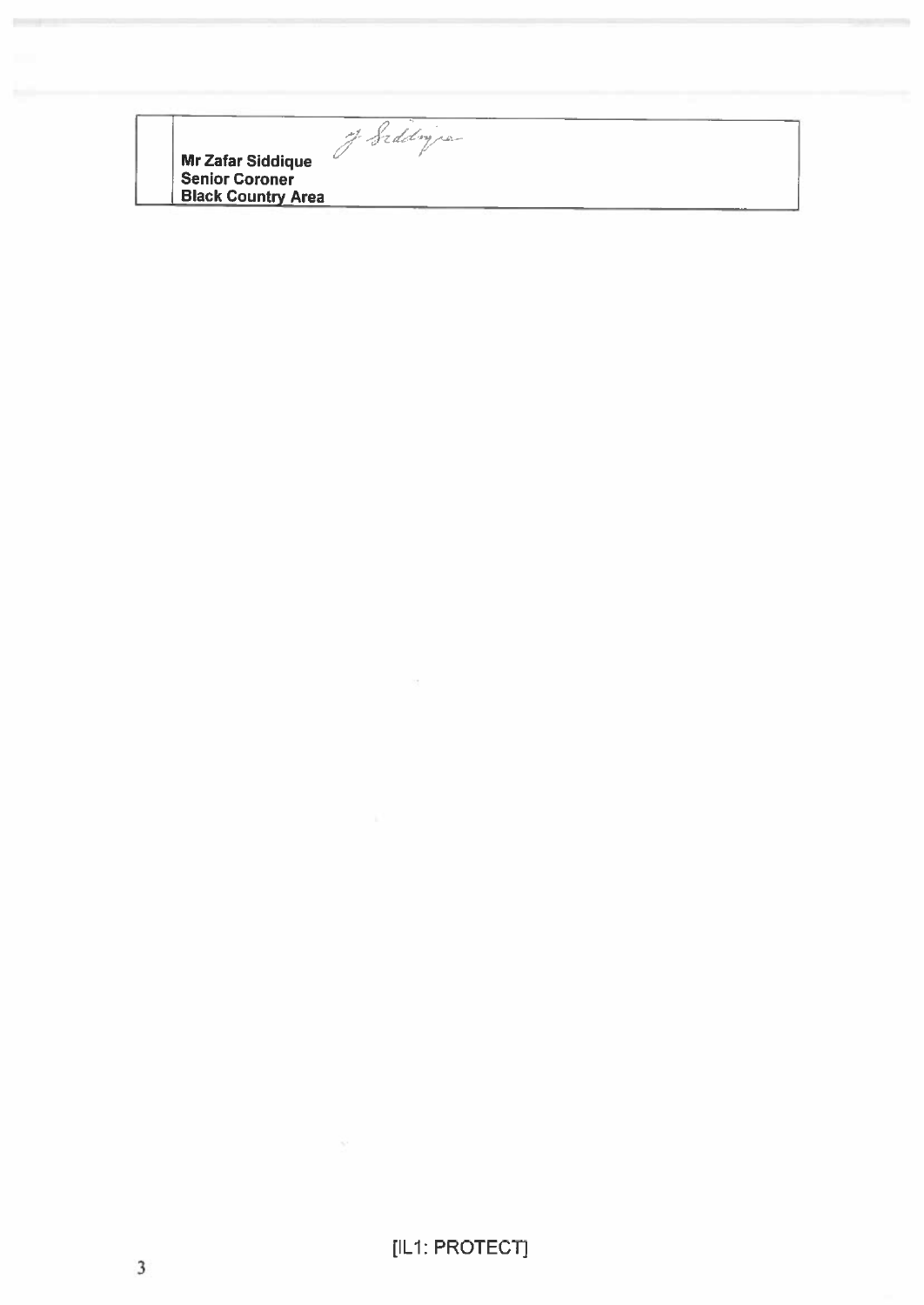| | |
|---|---|
| | Z Siddique<br>**Mr Zafar Siddique**<br>**Senior Coroner**<br>**Black Country Area** |

[IL1: PROTECT]